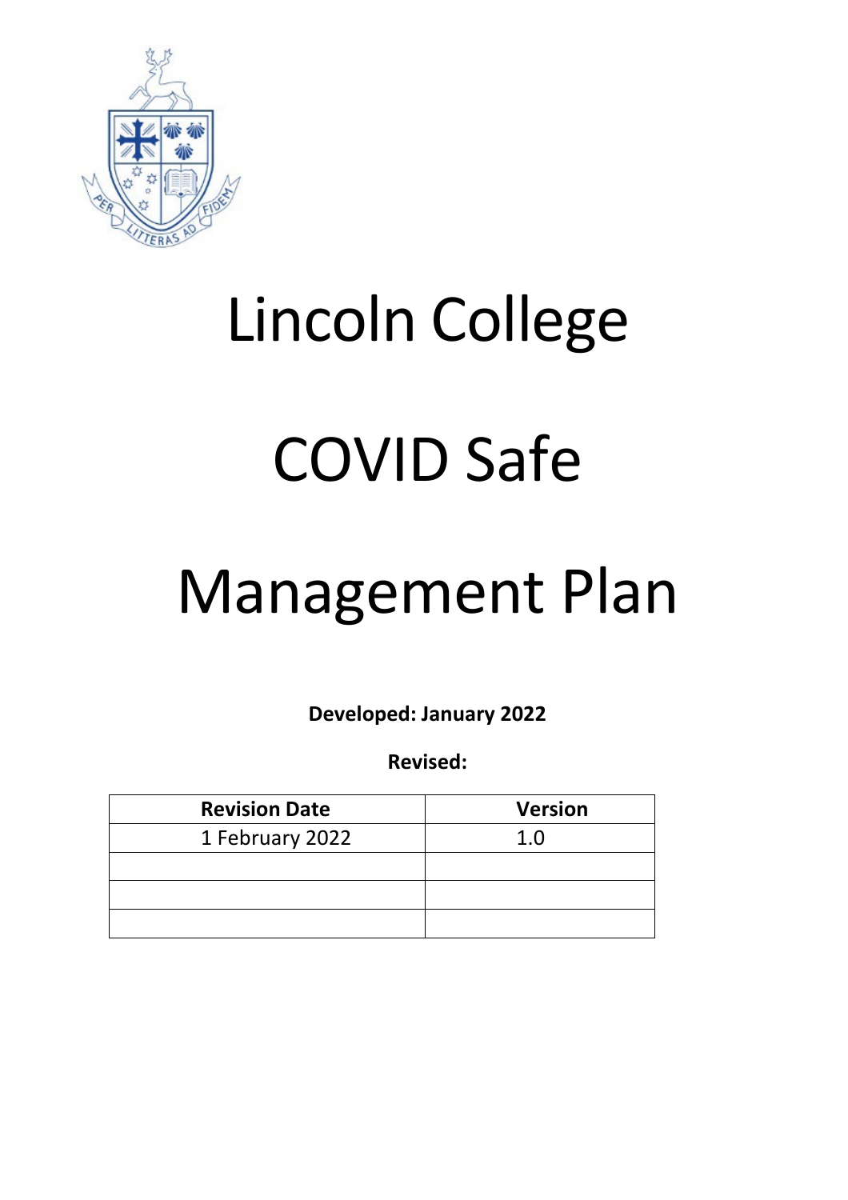# Lincoln College

# COVID Safe

# Management Plan

**Developed: January 2022**

**Revised:**

| Revision Date | Version |
| --- | --- |
| 1 February 2022 | 1.0 |
| | |
| | |
| | |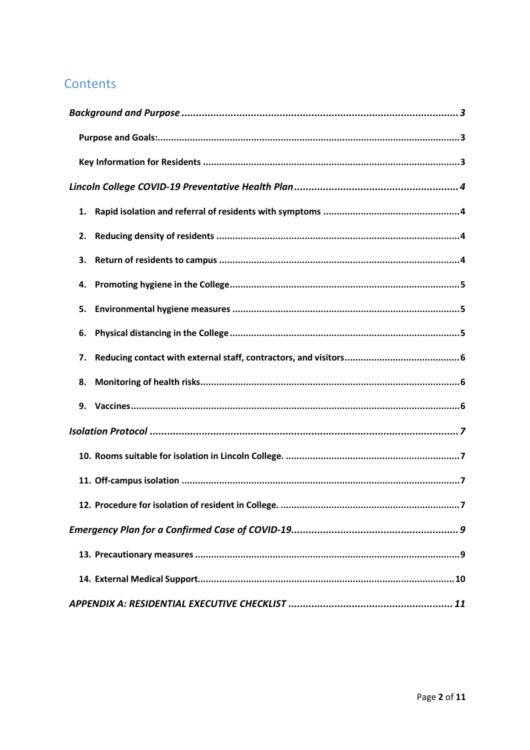## Contents

*Background and Purpose* ........................................................................................ *3*

Purpose and Goals: ........................................................................................ 3

Key Information for Residents ........................................................................................ 3

*Lincoln College COVID-19 Preventative Health Plan* ........................................................................................ *4*

1. Rapid isolation and referral of residents with symptoms ........................................................................................ 4
2. Reducing density of residents ........................................................................................ 4
3. Return of residents to campus ........................................................................................ 4
4. Promoting hygiene in the College ........................................................................................ 5
5. Environmental hygiene measures ........................................................................................ 5
6. Physical distancing in the College ........................................................................................ 5
7. Reducing contact with external staff, contractors, and visitors ........................................................................................ 6
8. Monitoring of health risks ........................................................................................ 6
9. Vaccines ........................................................................................ 6

*Isolation Protocol* ........................................................................................ *7*

10. Rooms suitable for isolation in Lincoln College. ........................................................................................ 7
11. Off-campus isolation ........................................................................................ 7
12. Procedure for isolation of resident in College. ........................................................................................ 7

*Emergency Plan for a Confirmed Case of COVID-19* ........................................................................................ *9*

13. Precautionary measures ........................................................................................ 9
14. External Medical Support ........................................................................................ 10

*APPENDIX A: RESIDENTIAL EXECUTIVE CHECKLIST* ........................................................................................ *11*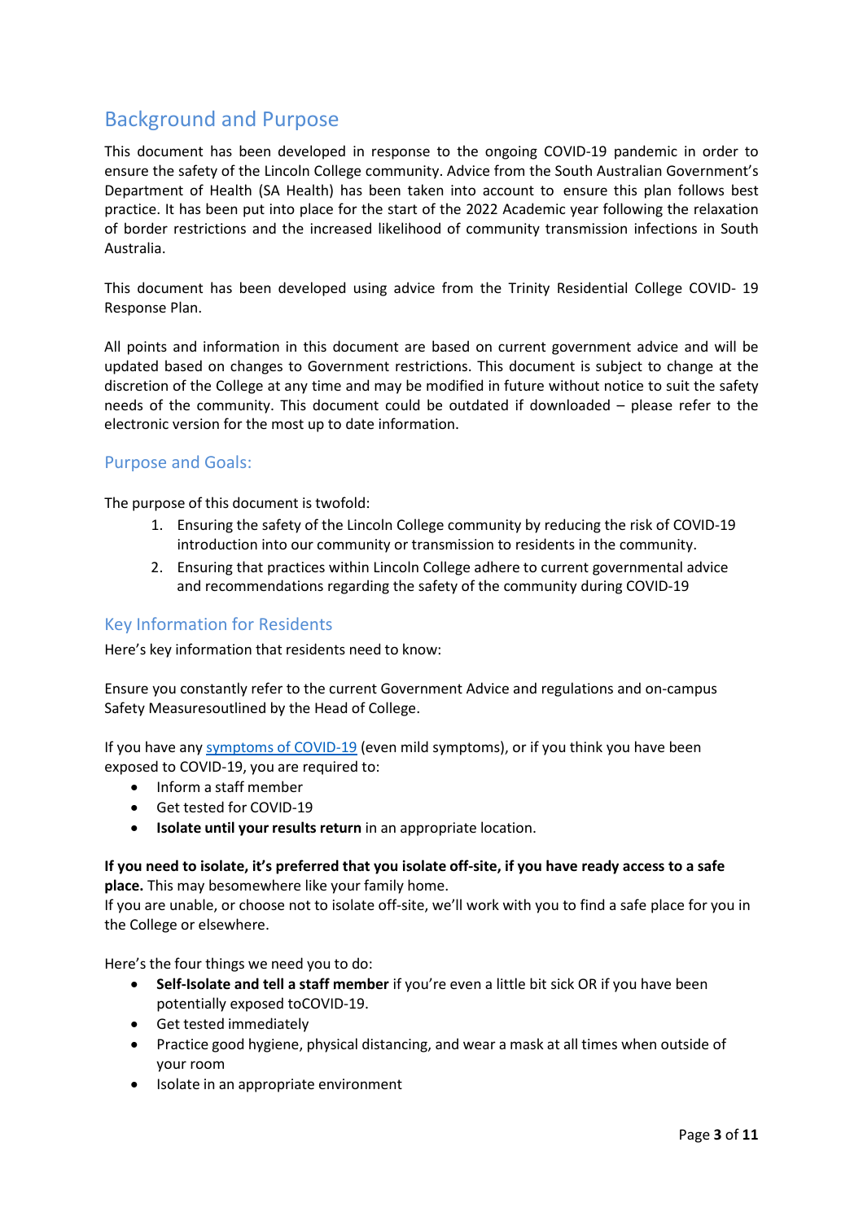## Background and Purpose

This document has been developed in response to the ongoing COVID-19 pandemic in order to ensure the safety of the Lincoln College community. Advice from the South Australian Government's Department of Health (SA Health) has been taken into account to ensure this plan follows best practice. It has been put into place for the start of the 2022 Academic year following the relaxation of border restrictions and the increased likelihood of community transmission infections in South Australia.

This document has been developed using advice from the Trinity Residential College COVID- 19 Response Plan.

All points and information in this document are based on current government advice and will be updated based on changes to Government restrictions. This document is subject to change at the discretion of the College at any time and may be modified in future without notice to suit the safety needs of the community. This document could be outdated if downloaded – please refer to the electronic version for the most up to date information.

### Purpose and Goals:

The purpose of this document is twofold:

1. Ensuring the safety of the Lincoln College community by reducing the risk of COVID-19 introduction into our community or transmission to residents in the community.
2. Ensuring that practices within Lincoln College adhere to current governmental advice and recommendations regarding the safety of the community during COVID-19

### Key Information for Residents

Here's key information that residents need to know:

Ensure you constantly refer to the current Government Advice and regulations and on-campus Safety Measuresoutlined by the Head of College.

If you have any symptoms of COVID-19 (even mild symptoms), or if you think you have been exposed to COVID-19, you are required to:

- Inform a staff member
- Get tested for COVID-19
- **Isolate until your results return** in an appropriate location.

**If you need to isolate, it's preferred that you isolate off-site, if you have ready access to a safe place.** This may besomewhere like your family home.
If you are unable, or choose not to isolate off-site, we'll work with you to find a safe place for you in the College or elsewhere.

Here's the four things we need you to do:

- **Self-Isolate and tell a staff member** if you're even a little bit sick OR if you have been potentially exposed toCOVID-19.
- Get tested immediately
- Practice good hygiene, physical distancing, and wear a mask at all times when outside of your room
- Isolate in an appropriate environment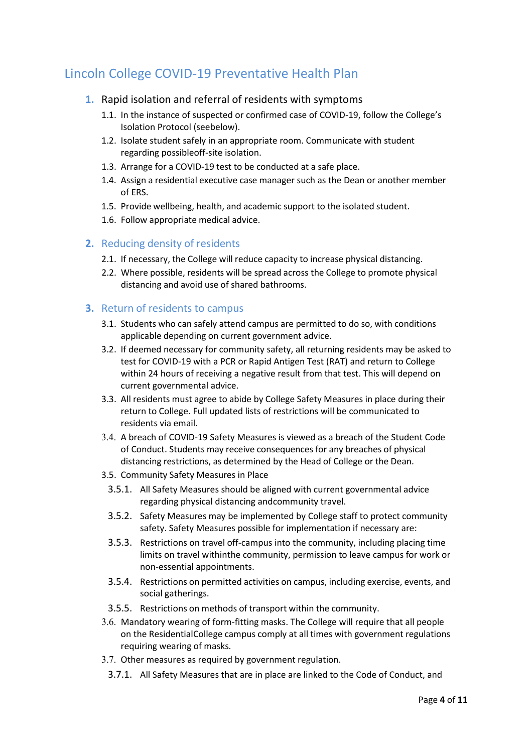## Lincoln College COVID-19 Preventative Health Plan

### 1. Rapid isolation and referral of residents with symptoms

1.1. In the instance of suspected or confirmed case of COVID-19, follow the College's Isolation Protocol (seebelow).

1.2. Isolate student safely in an appropriate room. Communicate with student regarding possibleoff-site isolation.

1.3. Arrange for a COVID-19 test to be conducted at a safe place.

1.4. Assign a residential executive case manager such as the Dean or another member of ERS.

1.5. Provide wellbeing, health, and academic support to the isolated student.

1.6. Follow appropriate medical advice.

### 2. Reducing density of residents

2.1. If necessary, the College will reduce capacity to increase physical distancing.

2.2. Where possible, residents will be spread across the College to promote physical distancing and avoid use of shared bathrooms.

### 3. Return of residents to campus

3.1. Students who can safely attend campus are permitted to do so, with conditions applicable depending on current government advice.

3.2. If deemed necessary for community safety, all returning residents may be asked to test for COVID-19 with a PCR or Rapid Antigen Test (RAT) and return to College within 24 hours of receiving a negative result from that test. This will depend on current governmental advice.

3.3. All residents must agree to abide by College Safety Measures in place during their return to College. Full updated lists of restrictions will be communicated to residents via email.

3.4. A breach of COVID-19 Safety Measures is viewed as a breach of the Student Code of Conduct. Students may receive consequences for any breaches of physical distancing restrictions, as determined by the Head of College or the Dean.

3.5. Community Safety Measures in Place

3.5.1. All Safety Measures should be aligned with current governmental advice regarding physical distancing andcommunity travel.

3.5.2. Safety Measures may be implemented by College staff to protect community safety. Safety Measures possible for implementation if necessary are:

3.5.3. Restrictions on travel off-campus into the community, including placing time limits on travel withinthe community, permission to leave campus for work or non-essential appointments.

3.5.4. Restrictions on permitted activities on campus, including exercise, events, and social gatherings.

3.5.5. Restrictions on methods of transport within the community.

3.6. Mandatory wearing of form-fitting masks. The College will require that all people on the ResidentialCollege campus comply at all times with government regulations requiring wearing of masks.

3.7. Other measures as required by government regulation.

3.7.1. All Safety Measures that are in place are linked to the Code of Conduct, and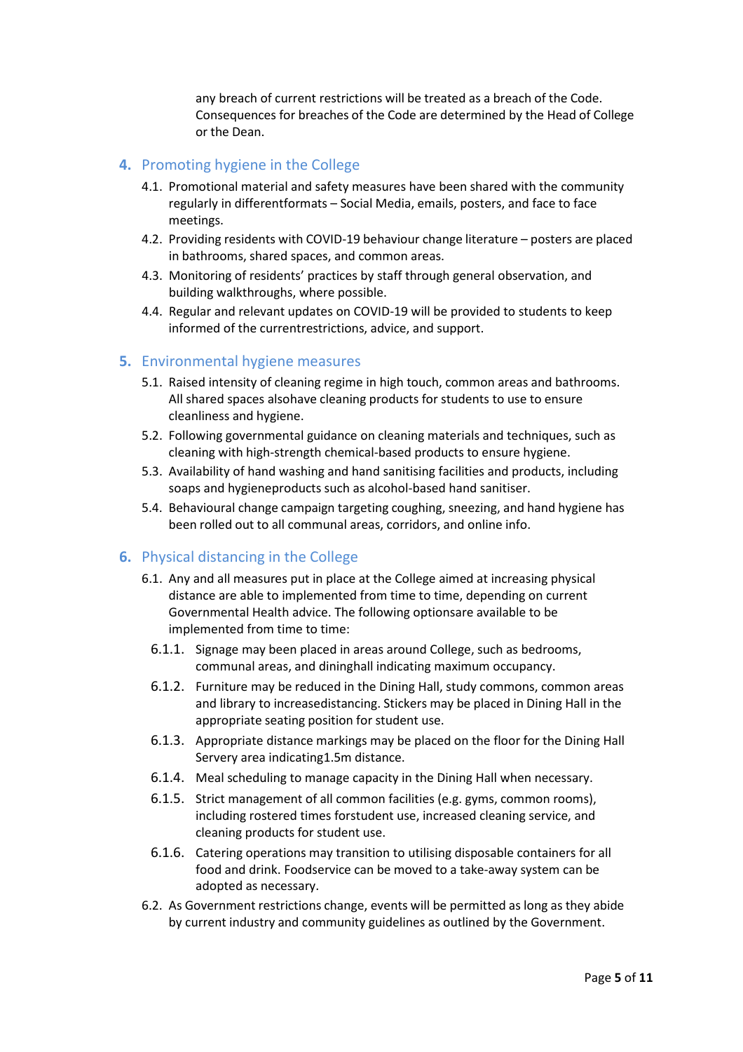any breach of current restrictions will be treated as a breach of the Code. Consequences for breaches of the Code are determined by the Head of College or the Dean.

## 4. Promoting hygiene in the College

4.1. Promotional material and safety measures have been shared with the community regularly in differentformats – Social Media, emails, posters, and face to face meetings.

4.2. Providing residents with COVID-19 behaviour change literature – posters are placed in bathrooms, shared spaces, and common areas.

4.3. Monitoring of residents' practices by staff through general observation, and building walkthroughs, where possible.

4.4. Regular and relevant updates on COVID-19 will be provided to students to keep informed of the currentrestrictions, advice, and support.

## 5. Environmental hygiene measures

5.1. Raised intensity of cleaning regime in high touch, common areas and bathrooms. All shared spaces alsohave cleaning products for students to use to ensure cleanliness and hygiene.

5.2. Following governmental guidance on cleaning materials and techniques, such as cleaning with high-strength chemical-based products to ensure hygiene.

5.3. Availability of hand washing and hand sanitising facilities and products, including soaps and hygieneproducts such as alcohol-based hand sanitiser.

5.4. Behavioural change campaign targeting coughing, sneezing, and hand hygiene has been rolled out to all communal areas, corridors, and online info.

## 6. Physical distancing in the College

6.1. Any and all measures put in place at the College aimed at increasing physical distance are able to implemented from time to time, depending on current Governmental Health advice. The following optionsare available to be implemented from time to time:

6.1.1. Signage may been placed in areas around College, such as bedrooms, communal areas, and dininghall indicating maximum occupancy.

6.1.2. Furniture may be reduced in the Dining Hall, study commons, common areas and library to increasedistancing. Stickers may be placed in Dining Hall in the appropriate seating position for student use.

6.1.3. Appropriate distance markings may be placed on the floor for the Dining Hall Servery area indicating1.5m distance.

6.1.4. Meal scheduling to manage capacity in the Dining Hall when necessary.

6.1.5. Strict management of all common facilities (e.g. gyms, common rooms), including rostered times forstudent use, increased cleaning service, and cleaning products for student use.

6.1.6. Catering operations may transition to utilising disposable containers for all food and drink. Foodservice can be moved to a take-away system can be adopted as necessary.

6.2. As Government restrictions change, events will be permitted as long as they abide by current industry and community guidelines as outlined by the Government.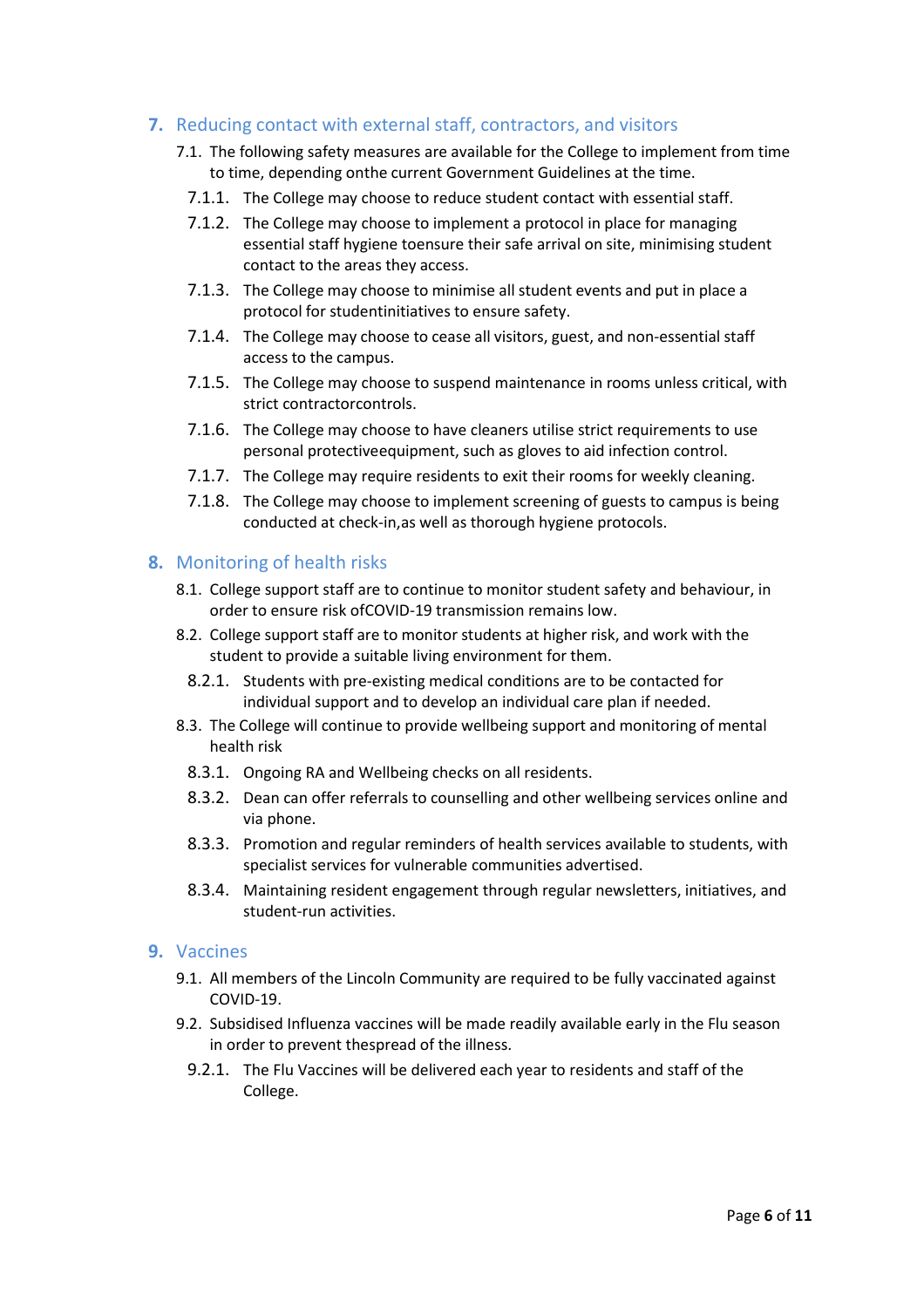## 7. Reducing contact with external staff, contractors, and visitors

7.1. The following safety measures are available for the College to implement from time to time, depending onthe current Government Guidelines at the time.

7.1.1. The College may choose to reduce student contact with essential staff.

7.1.2. The College may choose to implement a protocol in place for managing essential staff hygiene toensure their safe arrival on site, minimising student contact to the areas they access.

7.1.3. The College may choose to minimise all student events and put in place a protocol for studentinitiatives to ensure safety.

7.1.4. The College may choose to cease all visitors, guest, and non-essential staff access to the campus.

7.1.5. The College may choose to suspend maintenance in rooms unless critical, with strict contractorcontrols.

7.1.6. The College may choose to have cleaners utilise strict requirements to use personal protectiveequipment, such as gloves to aid infection control.

7.1.7. The College may require residents to exit their rooms for weekly cleaning.

7.1.8. The College may choose to implement screening of guests to campus is being conducted at check-in,as well as thorough hygiene protocols.

## 8. Monitoring of health risks

8.1. College support staff are to continue to monitor student safety and behaviour, in order to ensure risk ofCOVID-19 transmission remains low.

8.2. College support staff are to monitor students at higher risk, and work with the student to provide a suitable living environment for them.

8.2.1. Students with pre-existing medical conditions are to be contacted for individual support and to develop an individual care plan if needed.

8.3. The College will continue to provide wellbeing support and monitoring of mental health risk

8.3.1. Ongoing RA and Wellbeing checks on all residents.

8.3.2. Dean can offer referrals to counselling and other wellbeing services online and via phone.

8.3.3. Promotion and regular reminders of health services available to students, with specialist services for vulnerable communities advertised.

8.3.4. Maintaining resident engagement through regular newsletters, initiatives, and student-run activities.

## 9. Vaccines

9.1. All members of the Lincoln Community are required to be fully vaccinated against COVID-19.

9.2. Subsidised Influenza vaccines will be made readily available early in the Flu season in order to prevent thespread of the illness.

9.2.1. The Flu Vaccines will be delivered each year to residents and staff of the College.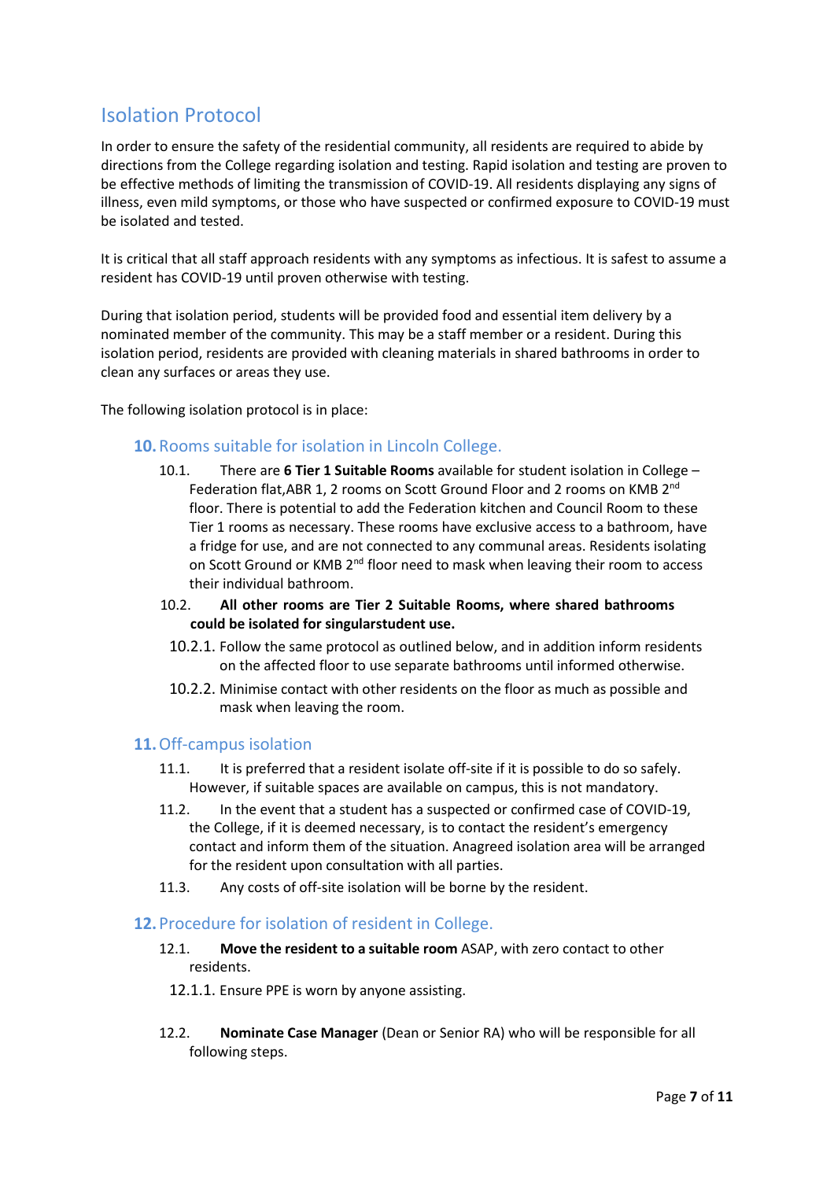## Isolation Protocol

In order to ensure the safety of the residential community, all residents are required to abide by directions from the College regarding isolation and testing. Rapid isolation and testing are proven to be effective methods of limiting the transmission of COVID-19. All residents displaying any signs of illness, even mild symptoms, or those who have suspected or confirmed exposure to COVID-19 must be isolated and tested.

It is critical that all staff approach residents with any symptoms as infectious. It is safest to assume a resident has COVID-19 until proven otherwise with testing.

During that isolation period, students will be provided food and essential item delivery by a nominated member of the community. This may be a staff member or a resident. During this isolation period, residents are provided with cleaning materials in shared bathrooms in order to clean any surfaces or areas they use.

The following isolation protocol is in place:

### 10. Rooms suitable for isolation in Lincoln College.

10.1. There are **6 Tier 1 Suitable Rooms** available for student isolation in College – Federation flat,ABR 1, 2 rooms on Scott Ground Floor and 2 rooms on KMB 2nd floor. There is potential to add the Federation kitchen and Council Room to these Tier 1 rooms as necessary. These rooms have exclusive access to a bathroom, have a fridge for use, and are not connected to any communal areas. Residents isolating on Scott Ground or KMB 2nd floor need to mask when leaving their room to access their individual bathroom.

10.2. **All other rooms are Tier 2 Suitable Rooms, where shared bathrooms could be isolated for singularstudent use.**

10.2.1. Follow the same protocol as outlined below, and in addition inform residents on the affected floor to use separate bathrooms until informed otherwise.

10.2.2. Minimise contact with other residents on the floor as much as possible and mask when leaving the room.

### 11. Off-campus isolation

11.1. It is preferred that a resident isolate off-site if it is possible to do so safely. However, if suitable spaces are available on campus, this is not mandatory.

11.2. In the event that a student has a suspected or confirmed case of COVID-19, the College, if it is deemed necessary, is to contact the resident's emergency contact and inform them of the situation. Anagreed isolation area will be arranged for the resident upon consultation with all parties.

11.3. Any costs of off-site isolation will be borne by the resident.

### 12. Procedure for isolation of resident in College.

12.1. **Move the resident to a suitable room** ASAP, with zero contact to other residents.

12.1.1. Ensure PPE is worn by anyone assisting.

12.2. **Nominate Case Manager** (Dean or Senior RA) who will be responsible for all following steps.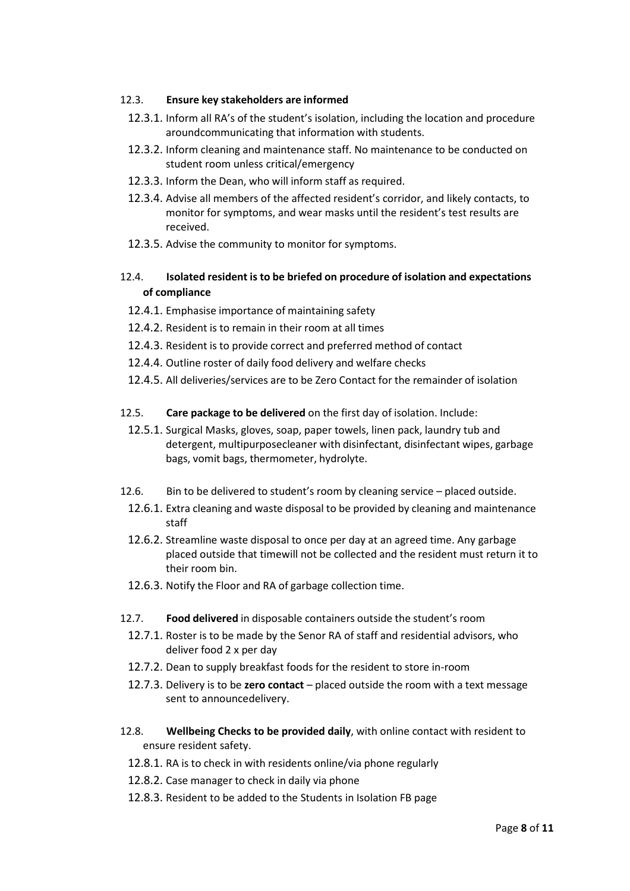12.3. **Ensure key stakeholders are informed**

12.3.1. Inform all RA's of the student's isolation, including the location and procedure aroundcommunicating that information with students.

12.3.2. Inform cleaning and maintenance staff. No maintenance to be conducted on student room unless critical/emergency

12.3.3. Inform the Dean, who will inform staff as required.

12.3.4. Advise all members of the affected resident's corridor, and likely contacts, to monitor for symptoms, and wear masks until the resident's test results are received.

12.3.5. Advise the community to monitor for symptoms.

12.4. **Isolated resident is to be briefed on procedure of isolation and expectations of compliance**

12.4.1. Emphasise importance of maintaining safety

12.4.2. Resident is to remain in their room at all times

12.4.3. Resident is to provide correct and preferred method of contact

12.4.4. Outline roster of daily food delivery and welfare checks

12.4.5. All deliveries/services are to be Zero Contact for the remainder of isolation

12.5. **Care package to be delivered** on the first day of isolation. Include:

12.5.1. Surgical Masks, gloves, soap, paper towels, linen pack, laundry tub and detergent, multipurposecleaner with disinfectant, disinfectant wipes, garbage bags, vomit bags, thermometer, hydrolyte.

12.6. Bin to be delivered to student's room by cleaning service – placed outside.

12.6.1. Extra cleaning and waste disposal to be provided by cleaning and maintenance staff

12.6.2. Streamline waste disposal to once per day at an agreed time. Any garbage placed outside that timewill not be collected and the resident must return it to their room bin.

12.6.3. Notify the Floor and RA of garbage collection time.

12.7. **Food delivered** in disposable containers outside the student's room

12.7.1. Roster is to be made by the Senor RA of staff and residential advisors, who deliver food 2 x per day

12.7.2. Dean to supply breakfast foods for the resident to store in-room

12.7.3. Delivery is to be **zero contact** – placed outside the room with a text message sent to announcedelivery.

12.8. **Wellbeing Checks to be provided daily**, with online contact with resident to ensure resident safety.

12.8.1. RA is to check in with residents online/via phone regularly

12.8.2. Case manager to check in daily via phone

12.8.3. Resident to be added to the Students in Isolation FB page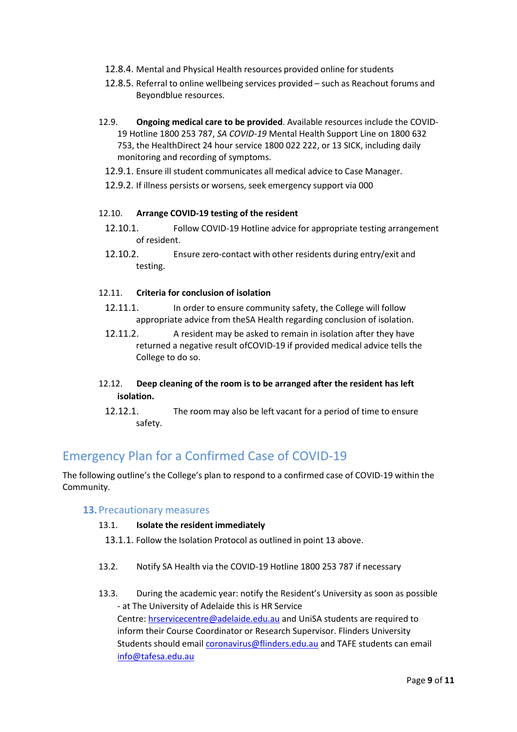12.8.4. Mental and Physical Health resources provided online for students

12.8.5. Referral to online wellbeing services provided – such as Reachout forums and Beyondblue resources.

12.9. **Ongoing medical care to be provided**. Available resources include the COVID-19 Hotline 1800 253 787, *SA COVID-19* Mental Health Support Line on 1800 632 753, the HealthDirect 24 hour service 1800 022 222, or 13 SICK, including daily monitoring and recording of symptoms.

12.9.1. Ensure ill student communicates all medical advice to Case Manager.

12.9.2. If illness persists or worsens, seek emergency support via 000

12.10. **Arrange COVID-19 testing of the resident**

12.10.1. Follow COVID-19 Hotline advice for appropriate testing arrangement of resident.

12.10.2. Ensure zero-contact with other residents during entry/exit and testing.

12.11. **Criteria for conclusion of isolation**

12.11.1. In order to ensure community safety, the College will follow appropriate advice from theSA Health regarding conclusion of isolation.

12.11.2. A resident may be asked to remain in isolation after they have returned a negative result ofCOVID-19 if provided medical advice tells the College to do so.

12.12. **Deep cleaning of the room is to be arranged after the resident has left isolation.**

12.12.1. The room may also be left vacant for a period of time to ensure safety.

# Emergency Plan for a Confirmed Case of COVID-19

The following outline's the College's plan to respond to a confirmed case of COVID-19 within the Community.

## 13. Precautionary measures

13.1. **Isolate the resident immediately**

13.1.1. Follow the Isolation Protocol as outlined in point 13 above.

13.2. Notify SA Health via the COVID-19 Hotline 1800 253 787 if necessary

13.3. During the academic year: notify the Resident's University as soon as possible - at The University of Adelaide this is HR Service Centre: hrservicecentre@adelaide.edu.au and UniSA students are required to inform their Course Coordinator or Research Supervisor. Flinders University Students should email coronavirus@flinders.edu.au and TAFE students can email info@tafesa.edu.au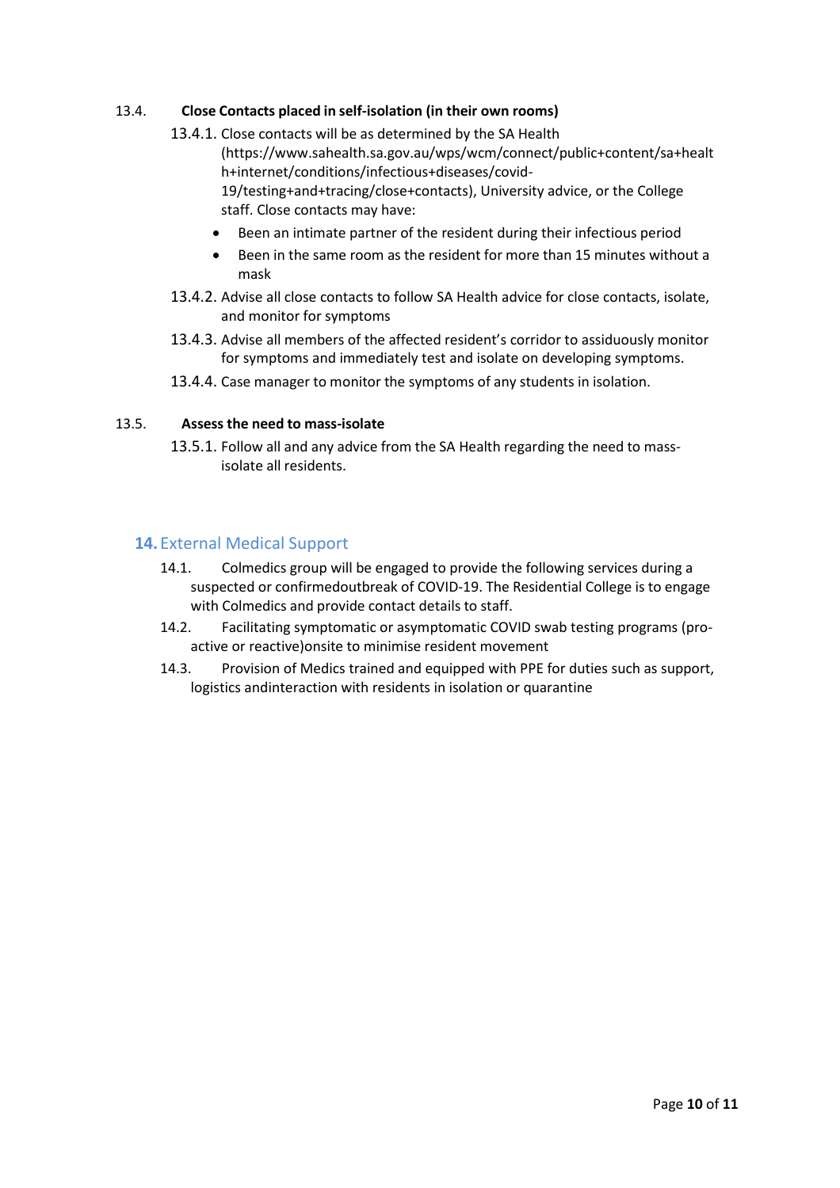13.4. **Close Contacts placed in self-isolation (in their own rooms)**

13.4.1. Close contacts will be as determined by the SA Health (https://www.sahealth.sa.gov.au/wps/wcm/connect/public+content/sa+health+internet/conditions/infectious+diseases/covid-19/testing+and+tracing/close+contacts), University advice, or the College staff. Close contacts may have:

- Been an intimate partner of the resident during their infectious period
- Been in the same room as the resident for more than 15 minutes without a mask

13.4.2. Advise all close contacts to follow SA Health advice for close contacts, isolate, and monitor for symptoms

13.4.3. Advise all members of the affected resident's corridor to assiduously monitor for symptoms and immediately test and isolate on developing symptoms.

13.4.4. Case manager to monitor the symptoms of any students in isolation.

13.5. **Assess the need to mass-isolate**

13.5.1. Follow all and any advice from the SA Health regarding the need to mass-isolate all residents.

## 14. External Medical Support

14.1. Colmedics group will be engaged to provide the following services during a suspected or confirmedoutbreak of COVID-19. The Residential College is to engage with Colmedics and provide contact details to staff.

14.2. Facilitating symptomatic or asymptomatic COVID swab testing programs (pro-active or reactive)onsite to minimise resident movement

14.3. Provision of Medics trained and equipped with PPE for duties such as support, logistics andinteraction with residents in isolation or quarantine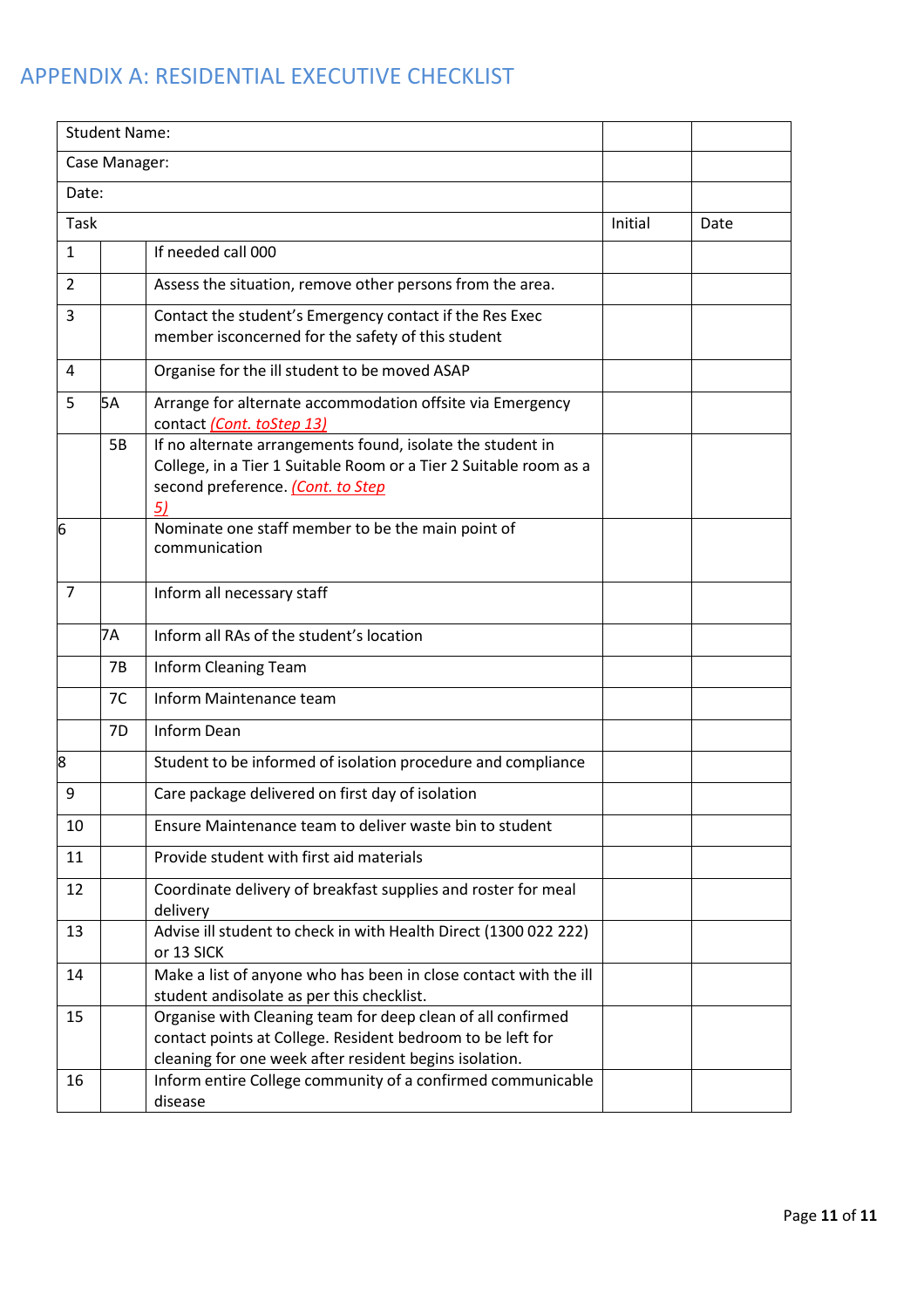# APPENDIX A: RESIDENTIAL EXECUTIVE CHECKLIST

| | | | | |
|---|---|---|---|---|
| Student Name: | | | | |
| Case Manager: | | | | |
| Date: | | | | |
| Task | | | Initial | Date |
| 1 | | If needed call 000 | | |
| 2 | | Assess the situation, remove other persons from the area. | | |
| 3 | | Contact the student's Emergency contact if the Res Exec member isconcerned for the safety of this student | | |
| 4 | | Organise for the ill student to be moved ASAP | | |
| 5 | 5A | Arrange for alternate accommodation offsite via Emergency contact *(Cont. toStep 13)* | | |
| | 5B | If no alternate arrangements found, isolate the student in College, in a Tier 1 Suitable Room or a Tier 2 Suitable room as a second preference. *(Cont. to Step 5)* | | |
| 6 | | Nominate one staff member to be the main point of communication | | |
| 7 | | Inform all necessary staff | | |
| | 7A | Inform all RAs of the student's location | | |
| | 7B | Inform Cleaning Team | | |
| | 7C | Inform Maintenance team | | |
| | 7D | Inform Dean | | |
| 8 | | Student to be informed of isolation procedure and compliance | | |
| 9 | | Care package delivered on first day of isolation | | |
| 10 | | Ensure Maintenance team to deliver waste bin to student | | |
| 11 | | Provide student with first aid materials | | |
| 12 | | Coordinate delivery of breakfast supplies and roster for meal delivery | | |
| 13 | | Advise ill student to check in with Health Direct (1300 022 222) or 13 SICK | | |
| 14 | | Make a list of anyone who has been in close contact with the ill student andisolate as per this checklist. | | |
| 15 | | Organise with Cleaning team for deep clean of all confirmed contact points at College. Resident bedroom to be left for cleaning for one week after resident begins isolation. | | |
| 16 | | Inform entire College community of a confirmed communicable disease | | |